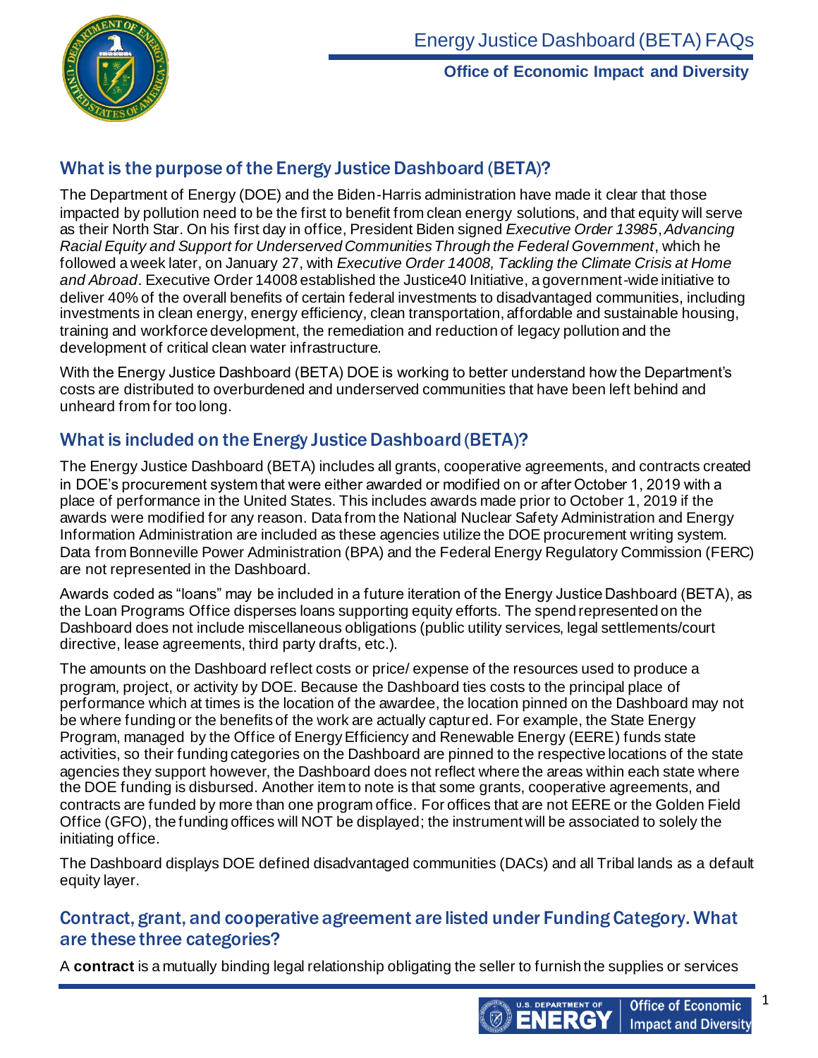# Energy Justice Dashboard (BETA) FAQs

**Office of Economic Impact and Diversity**

## What is the purpose of the Energy Justice Dashboard (BETA)?

The Department of Energy (DOE) and the Biden-Harris administration have made it clear that those impacted by pollution need to be the first to benefit from clean energy solutions, and that equity will serve as their North Star. On his first day in office, President Biden signed *Executive Order 13985*, *Advancing Racial Equity and Support for Underserved Communities Through the Federal Government*, which he followed a week later, on January 27, with *Executive Order 14008, Tackling the Climate Crisis at Home and Abroad*. Executive Order 14008 established the Justice40 Initiative, a government-wide initiative to deliver 40% of the overall benefits of certain federal investments to disadvantaged communities, including investments in clean energy, energy efficiency, clean transportation, affordable and sustainable housing, training and workforce development, the remediation and reduction of legacy pollution and the development of critical clean water infrastructure.

With the Energy Justice Dashboard (BETA) DOE is working to better understand how the Department's costs are distributed to overburdened and underserved communities that have been left behind and unheard from for too long.

## What is included on the Energy Justice Dashboard (BETA)?

The Energy Justice Dashboard (BETA) includes all grants, cooperative agreements, and contracts created in DOE's procurement system that were either awarded or modified on or after October 1, 2019 with a place of performance in the United States. This includes awards made prior to October 1, 2019 if the awards were modified for any reason. Data from the National Nuclear Safety Administration and Energy Information Administration are included as these agencies utilize the DOE procurement writing system. Data from Bonneville Power Administration (BPA) and the Federal Energy Regulatory Commission (FERC) are not represented in the Dashboard.

Awards coded as "loans" may be included in a future iteration of the Energy Justice Dashboard (BETA), as the Loan Programs Office disperses loans supporting equity efforts. The spend represented on the Dashboard does not include miscellaneous obligations (public utility services, legal settlements/court directive, lease agreements, third party drafts, etc.).

The amounts on the Dashboard reflect costs or price/ expense of the resources used to produce a program, project, or activity by DOE. Because the Dashboard ties costs to the principal place of performance which at times is the location of the awardee, the location pinned on the Dashboard may not be where funding or the benefits of the work are actually captured. For example, the State Energy Program, managed by the Office of Energy Efficiency and Renewable Energy (EERE) funds state activities, so their funding categories on the Dashboard are pinned to the respective locations of the state agencies they support however, the Dashboard does not reflect where the areas within each state where the DOE funding is disbursed. Another item to note is that some grants, cooperative agreements, and contracts are funded by more than one program office. For offices that are not EERE or the Golden Field Office (GFO), the funding offices will NOT be displayed; the instrument will be associated to solely the initiating office.

The Dashboard displays DOE defined disadvantaged communities (DACs) and all Tribal lands as a default equity layer.

## Contract, grant, and cooperative agreement are listed under Funding Category. What are these three categories?

A **contract** is a mutually binding legal relationship obligating the seller to furnish the supplies or services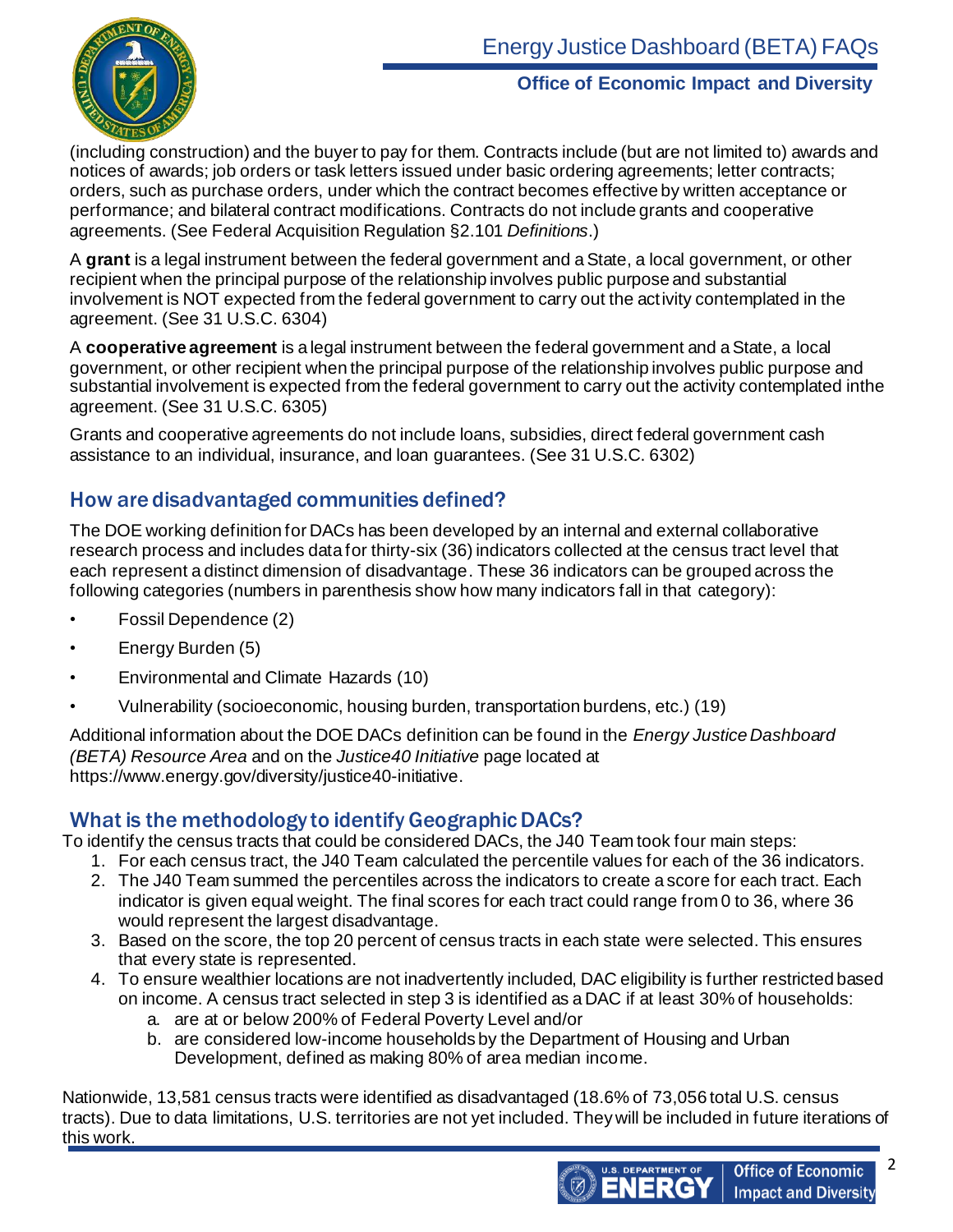(including construction) and the buyer to pay for them. Contracts include (but are not limited to) awards and notices of awards; job orders or task letters issued under basic ordering agreements; letter contracts; orders, such as purchase orders, under which the contract becomes effective by written acceptance or performance; and bilateral contract modifications. Contracts do not include grants and cooperative agreements. (See Federal Acquisition Regulation §2.101 *Definitions*.)

A **grant** is a legal instrument between the federal government and a State, a local government, or other recipient when the principal purpose of the relationship involves public purpose and substantial involvement is NOT expected from the federal government to carry out the activity contemplated in the agreement. (See 31 U.S.C. 6304)

A **cooperative agreement** is a legal instrument between the federal government and a State, a local government, or other recipient when the principal purpose of the relationship involves public purpose and substantial involvement is expected from the federal government to carry out the activity contemplated inthe agreement. (See 31 U.S.C. 6305)

Grants and cooperative agreements do not include loans, subsidies, direct federal government cash assistance to an individual, insurance, and loan guarantees. (See 31 U.S.C. 6302)

## How are disadvantaged communities defined?

The DOE working definition for DACs has been developed by an internal and external collaborative research process and includes data for thirty-six (36) indicators collected at the census tract level that each represent a distinct dimension of disadvantage. These 36 indicators can be grouped across the following categories (numbers in parenthesis show how many indicators fall in that category):

- Fossil Dependence (2)
- Energy Burden (5)
- Environmental and Climate Hazards (10)
- Vulnerability (socioeconomic, housing burden, transportation burdens, etc.) (19)

Additional information about the DOE DACs definition can be found in the *Energy Justice Dashboard (BETA) Resource Area* and on the *Justice40 Initiative* page located at https://www.energy.gov/diversity/justice40-initiative.

## What is the methodology to identify Geographic DACs?

To identify the census tracts that could be considered DACs, the J40 Team took four main steps:

1. For each census tract, the J40 Team calculated the percentile values for each of the 36 indicators.
2. The J40 Team summed the percentiles across the indicators to create a score for each tract. Each indicator is given equal weight. The final scores for each tract could range from 0 to 36, where 36 would represent the largest disadvantage.
3. Based on the score, the top 20 percent of census tracts in each state were selected. This ensures that every state is represented.
4. To ensure wealthier locations are not inadvertently included, DAC eligibility is further restricted based on income. A census tract selected in step 3 is identified as a DAC if at least 30% of households:
   a. are at or below 200% of Federal Poverty Level and/or
   b. are considered low-income households by the Department of Housing and Urban Development, defined as making 80% of area median income.

Nationwide, 13,581 census tracts were identified as disadvantaged (18.6% of 73,056 total U.S. census tracts). Due to data limitations, U.S. territories are not yet included. They will be included in future iterations of this work.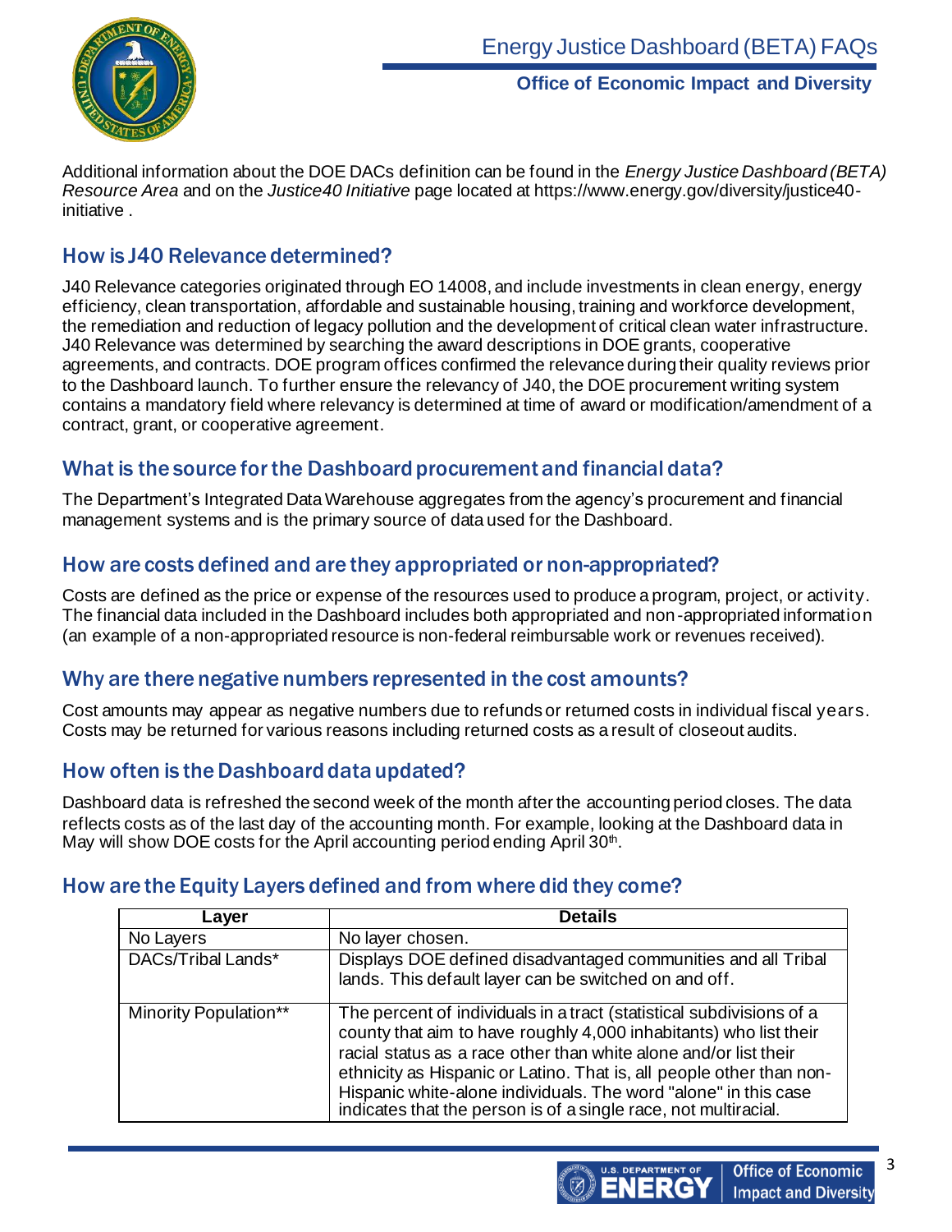Additional information about the DOE DACs definition can be found in the *Energy Justice Dashboard (BETA) Resource Area* and on the *Justice40 Initiative* page located at https://www.energy.gov/diversity/justice40-initiative .

## How is J40 Relevance determined?

J40 Relevance categories originated through EO 14008, and include investments in clean energy, energy efficiency, clean transportation, affordable and sustainable housing, training and workforce development, the remediation and reduction of legacy pollution and the development of critical clean water infrastructure. J40 Relevance was determined by searching the award descriptions in DOE grants, cooperative agreements, and contracts. DOE program offices confirmed the relevance during their quality reviews prior to the Dashboard launch. To further ensure the relevancy of J40, the DOE procurement writing system contains a mandatory field where relevancy is determined at time of award or modification/amendment of a contract, grant, or cooperative agreement.

## What is the source for the Dashboard procurement and financial data?

The Department's Integrated Data Warehouse aggregates from the agency's procurement and financial management systems and is the primary source of data used for the Dashboard.

## How are costs defined and are they appropriated or non-appropriated?

Costs are defined as the price or expense of the resources used to produce a program, project, or activity. The financial data included in the Dashboard includes both appropriated and non-appropriated information (an example of a non-appropriated resource is non-federal reimbursable work or revenues received).

## Why are there negative numbers represented in the cost amounts?

Cost amounts may appear as negative numbers due to refunds or returned costs in individual fiscal years. Costs may be returned for various reasons including returned costs as a result of closeout audits.

## How often is the Dashboard data updated?

Dashboard data is refreshed the second week of the month after the accounting period closes. The data reflects costs as of the last day of the accounting month. For example, looking at the Dashboard data in May will show DOE costs for the April accounting period ending April 30th.

## How are the Equity Layers defined and from where did they come?

| Layer | Details |
|---|---|
| No Layers | No layer chosen. |
| DACs/Tribal Lands* | Displays DOE defined disadvantaged communities and all Tribal lands. This default layer can be switched on and off. |
| Minority Population** | The percent of individuals in a tract (statistical subdivisions of a county that aim to have roughly 4,000 inhabitants) who list their racial status as a race other than white alone and/or list their ethnicity as Hispanic or Latino. That is, all people other than non-Hispanic white-alone individuals. The word "alone" in this case indicates that the person is of a single race, not multiracial. |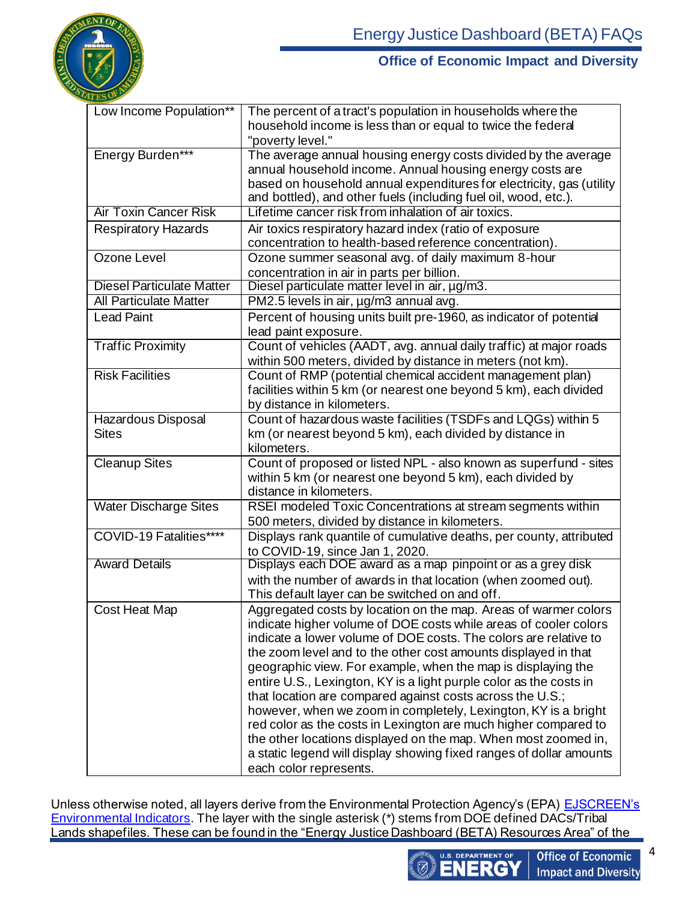| | |
|---|---|
| Low Income Population** | The percent of a tract's population in households where the household income is less than or equal to twice the federal "poverty level." |
| Energy Burden*** | The average annual housing energy costs divided by the average annual household income. Annual housing energy costs are based on household annual expenditures for electricity, gas (utility and bottled), and other fuels (including fuel oil, wood, etc.). |
| Air Toxin Cancer Risk | Lifetime cancer risk from inhalation of air toxics. |
| Respiratory Hazards | Air toxics respiratory hazard index (ratio of exposure concentration to health-based reference concentration). |
| Ozone Level | Ozone summer seasonal avg. of daily maximum 8-hour concentration in air in parts per billion. |
| Diesel Particulate Matter | Diesel particulate matter level in air, µg/m3. |
| All Particulate Matter | PM2.5 levels in air, µg/m3 annual avg. |
| Lead Paint | Percent of housing units built pre-1960, as indicator of potential lead paint exposure. |
| Traffic Proximity | Count of vehicles (AADT, avg. annual daily traffic) at major roads within 500 meters, divided by distance in meters (not km). |
| Risk Facilities | Count of RMP (potential chemical accident management plan) facilities within 5 km (or nearest one beyond 5 km), each divided by distance in kilometers. |
| Hazardous Disposal Sites | Count of hazardous waste facilities (TSDFs and LQGs) within 5 km (or nearest beyond 5 km), each divided by distance in kilometers. |
| Cleanup Sites | Count of proposed or listed NPL - also known as superfund - sites within 5 km (or nearest one beyond 5 km), each divided by distance in kilometers. |
| Water Discharge Sites | RSEI modeled Toxic Concentrations at stream segments within 500 meters, divided by distance in kilometers. |
| COVID-19 Fatalities**** | Displays rank quantile of cumulative deaths, per county, attributed to COVID-19, since Jan 1, 2020. |
| Award Details | Displays each DOE award as a map pinpoint or as a grey disk with the number of awards in that location (when zoomed out). This default layer can be switched on and off. |
| Cost Heat Map | Aggregated costs by location on the map. Areas of warmer colors indicate higher volume of DOE costs while areas of cooler colors indicate a lower volume of DOE costs. The colors are relative to the zoom level and to the other cost amounts displayed in that geographic view. For example, when the map is displaying the entire U.S., Lexington, KY is a light purple color as the costs in that location are compared against costs across the U.S.; however, when we zoom in completely, Lexington, KY is a bright red color as the costs in Lexington are much higher compared to the other locations displayed on the map. When most zoomed in, a static legend will display showing fixed ranges of dollar amounts each color represents. |

Unless otherwise noted, all layers derive from the Environmental Protection Agency's (EPA) [EJSCREEN's Environmental Indicators](). The layer with the single asterisk (*) stems from DOE defined DACs/Tribal Lands shapefiles. These can be found in the "Energy Justice Dashboard (BETA) Resources Area" of the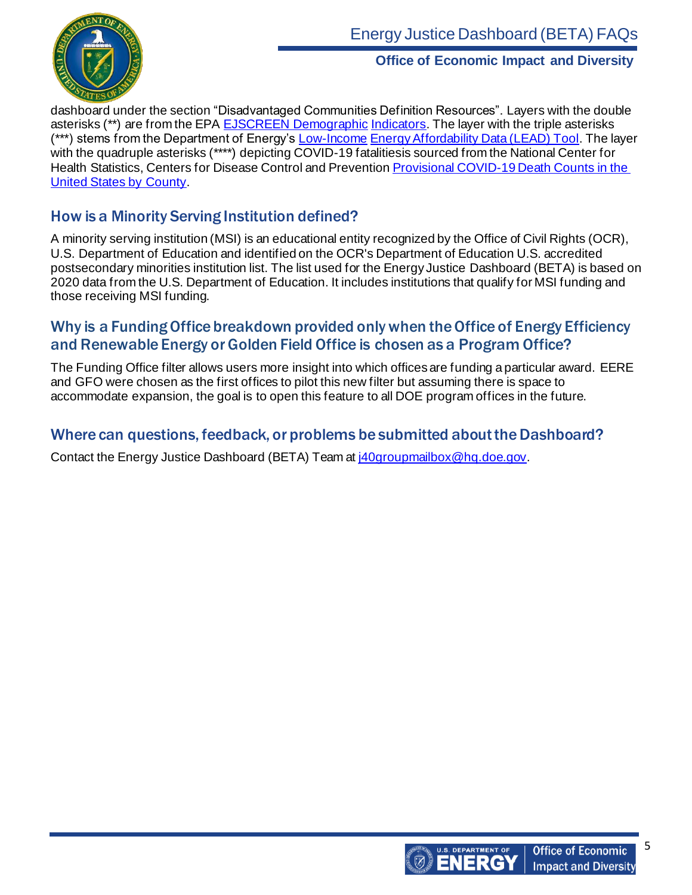dashboard under the section "Disadvantaged Communities Definition Resources". Layers with the double asterisks (**) are from the EPA EJSCREEN Demographic Indicators. The layer with the triple asterisks (***) stems from the Department of Energy's Low-Income Energy Affordability Data (LEAD) Tool. The layer with the quadruple asterisks (****) depicting COVID-19 fatalitiesis sourced from the National Center for Health Statistics, Centers for Disease Control and Prevention Provisional COVID-19 Death Counts in the United States by County.

## How is a Minority Serving Institution defined?

A minority serving institution (MSI) is an educational entity recognized by the Office of Civil Rights (OCR), U.S. Department of Education and identified on the OCR's Department of Education U.S. accredited postsecondary minorities institution list. The list used for the Energy Justice Dashboard (BETA) is based on 2020 data from the U.S. Department of Education. It includes institutions that qualify for MSI funding and those receiving MSI funding.

## Why is a Funding Office breakdown provided only when the Office of Energy Efficiency and Renewable Energy or Golden Field Office is chosen as a Program Office?

The Funding Office filter allows users more insight into which offices are funding a particular award. EERE and GFO were chosen as the first offices to pilot this new filter but assuming there is space to accommodate expansion, the goal is to open this feature to all DOE program offices in the future.

## Where can questions, feedback, or problems be submitted about the Dashboard?

Contact the Energy Justice Dashboard (BETA) Team at j40groupmailbox@hq.doe.gov.